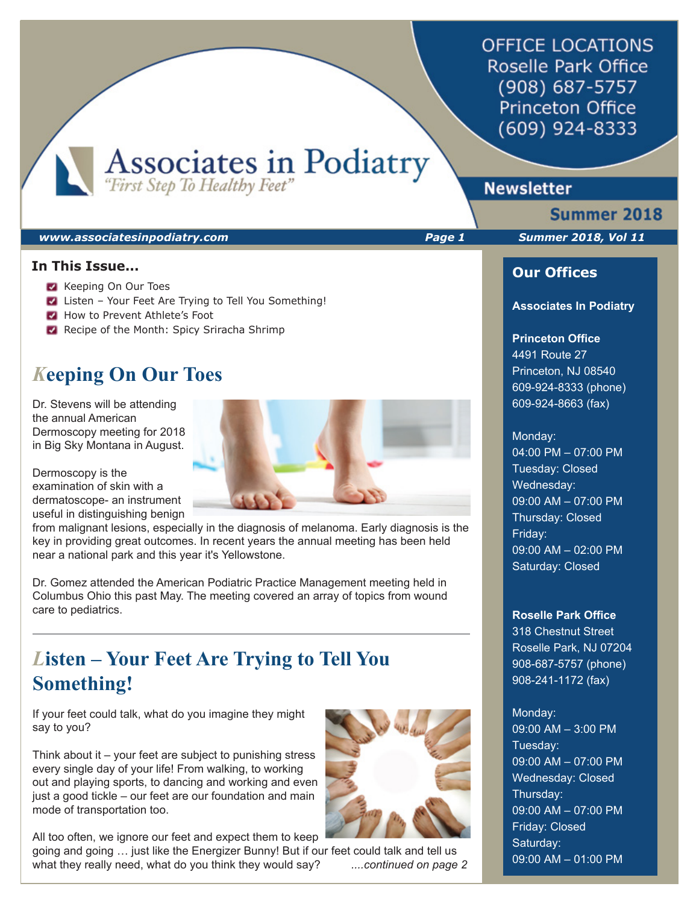# Associates in Podiatry

*"First Step To Healthy Feet"*

OFFICE LOCATIONS
Roselle Park Office
(908) 687-5757
Princeton Office
(609) 924-8333

**Newsletter**

**Summer 2018**

***www.associatesinpodiatry.com*** — ***Summer 2018, Vol 11***

### In This Issue...

- Keeping On Our Toes
- Listen – Your Feet Are Trying to Tell You Something!
- How to Prevent Athlete's Foot
- Recipe of the Month: Spicy Sriracha Shrimp

## Keeping On Our Toes

Dr. Stevens will be attending the annual American Dermoscopy meeting for 2018 in Big Sky Montana in August.

Dermoscopy is the examination of skin with a dermatoscope- an instrument useful in distinguishing benign from malignant lesions, especially in the diagnosis of melanoma. Early diagnosis is the key in providing great outcomes. In recent years the annual meeting has been held near a national park and this year it's Yellowstone.

Dr. Gomez attended the American Podiatric Practice Management meeting held in Columbus Ohio this past May. The meeting covered an array of topics from wound care to pediatrics.

---

## Listen – Your Feet Are Trying to Tell You Something!

If your feet could talk, what do you imagine they might say to you?

Think about it – your feet are subject to punishing stress every single day of your life! From walking, to working out and playing sports, to dancing and working and even just a good tickle – our feet are our foundation and main mode of transportation too.

All too often, we ignore our feet and expect them to keep going and going … just like the Energizer Bunny! But if our feet could talk and tell us what they really need, what do you think they would say? *....continued on page 2*

## Our Offices

**Associates In Podiatry**

**Princeton Office**
4491 Route 27
Princeton, NJ 08540
609-924-8333 (phone)
609-924-8663 (fax)

Monday:
04:00 PM – 07:00 PM
Tuesday: Closed
Wednesday:
09:00 AM – 07:00 PM
Thursday: Closed
Friday:
09:00 AM – 02:00 PM
Saturday: Closed

**Roselle Park Office**
318 Chestnut Street
Roselle Park, NJ 07204
908-687-5757 (phone)
908-241-1172 (fax)

Monday:
09:00 AM – 3:00 PM
Tuesday:
09:00 AM – 07:00 PM
Wednesday: Closed
Thursday:
09:00 AM – 07:00 PM
Friday: Closed
Saturday:
09:00 AM – 01:00 PM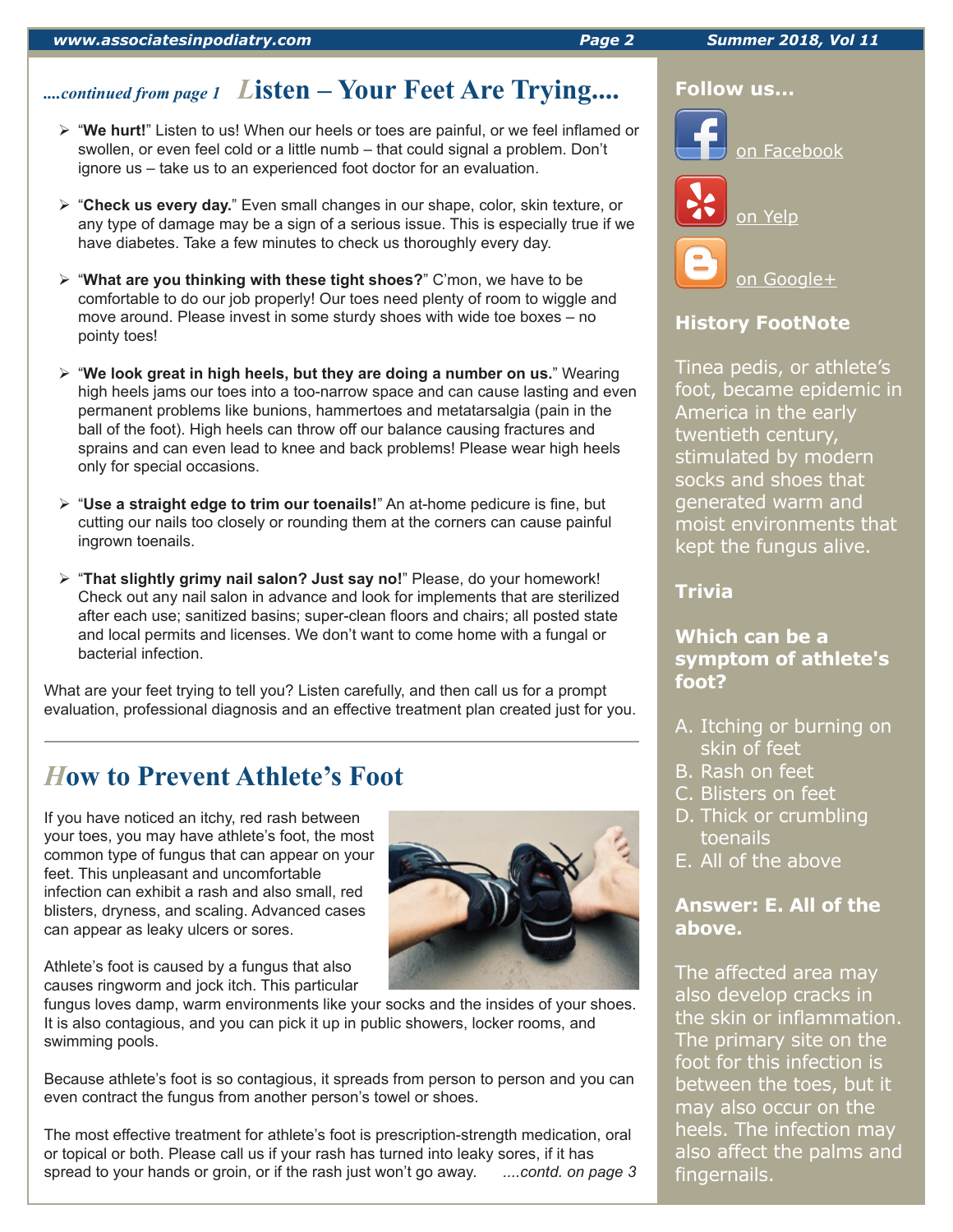*....continued from page 1* **Listen – Your Feet Are Trying....**

- "**We hurt!**" Listen to us! When our heels or toes are painful, or we feel inflamed or swollen, or even feel cold or a little numb – that could signal a problem. Don't ignore us – take us to an experienced foot doctor for an evaluation.
- "**Check us every day.**" Even small changes in our shape, color, skin texture, or any type of damage may be a sign of a serious issue. This is especially true if we have diabetes. Take a few minutes to check us thoroughly every day.
- "**What are you thinking with these tight shoes?**" C'mon, we have to be comfortable to do our job properly! Our toes need plenty of room to wiggle and move around. Please invest in some sturdy shoes with wide toe boxes – no pointy toes!
- "**We look great in high heels, but they are doing a number on us.**" Wearing high heels jams our toes into a too-narrow space and can cause lasting and even permanent problems like bunions, hammertoes and metatarsalgia (pain in the ball of the foot). High heels can throw off our balance causing fractures and sprains and can even lead to knee and back problems! Please wear high heels only for special occasions.
- "**Use a straight edge to trim our toenails!**" An at-home pedicure is fine, but cutting our nails too closely or rounding them at the corners can cause painful ingrown toenails.
- "**That slightly grimy nail salon? Just say no!**" Please, do your homework! Check out any nail salon in advance and look for implements that are sterilized after each use; sanitized basins; super-clean floors and chairs; all posted state and local permits and licenses. We don't want to come home with a fungal or bacterial infection.

What are your feet trying to tell you? Listen carefully, and then call us for a prompt evaluation, professional diagnosis and an effective treatment plan created just for you.

## How to Prevent Athlete's Foot

If you have noticed an itchy, red rash between your toes, you may have athlete's foot, the most common type of fungus that can appear on your feet. This unpleasant and uncomfortable infection can exhibit a rash and also small, red blisters, dryness, and scaling. Advanced cases can appear as leaky ulcers or sores.

Athlete's foot is caused by a fungus that also causes ringworm and jock itch. This particular fungus loves damp, warm environments like your socks and the insides of your shoes. It is also contagious, and you can pick it up in public showers, locker rooms, and swimming pools.

Because athlete's foot is so contagious, it spreads from person to person and you can even contract the fungus from another person's towel or shoes.

The most effective treatment for athlete's foot is prescription-strength medication, oral or topical or both. Please call us if your rash has turned into leaky sores, if it has spread to your hands or groin, or if the rash just won't go away. *....contd. on page 3*

### Follow us...

on Facebook

on Yelp

on Google+

### History FootNote

Tinea pedis, or athlete's foot, became epidemic in America in the early twentieth century, stimulated by modern socks and shoes that generated warm and moist environments that kept the fungus alive.

### Trivia

**Which can be a symptom of athlete's foot?**

A. Itching or burning on skin of feet
B. Rash on feet
C. Blisters on feet
D. Thick or crumbling toenails
E. All of the above

**Answer: E. All of the above.**

The affected area may also develop cracks in the skin or inflammation. The primary site on the foot for this infection is between the toes, but it may also occur on the heels. The infection may also affect the palms and fingernails.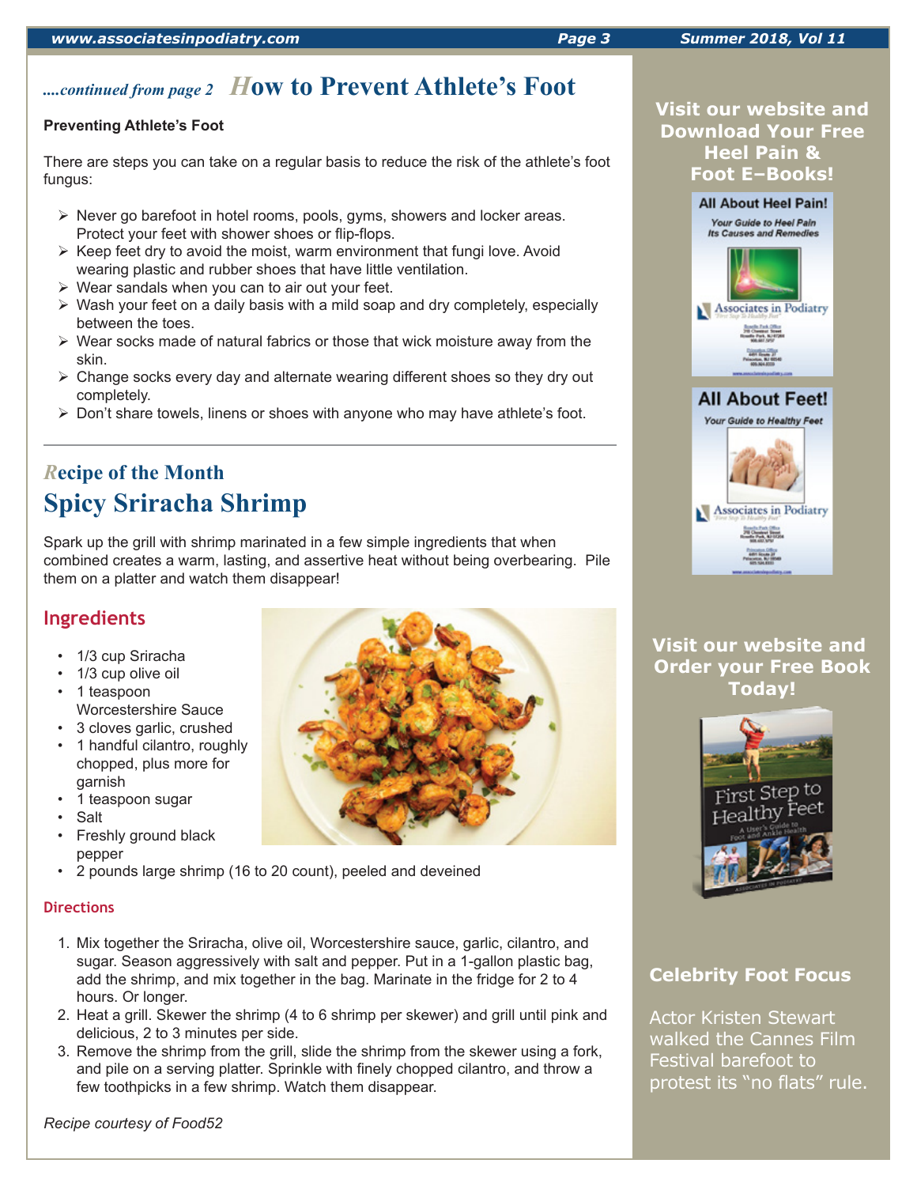*....continued from page 2* 

# How to Prevent Athlete's Foot

**Preventing Athlete's Foot**

There are steps you can take on a regular basis to reduce the risk of the athlete's foot fungus:

- Never go barefoot in hotel rooms, pools, gyms, showers and locker areas. Protect your feet with shower shoes or flip-flops.
- Keep feet dry to avoid the moist, warm environment that fungi love. Avoid wearing plastic and rubber shoes that have little ventilation.
- Wear sandals when you can to air out your feet.
- Wash your feet on a daily basis with a mild soap and dry completely, especially between the toes.
- Wear socks made of natural fabrics or those that wick moisture away from the skin.
- Change socks every day and alternate wearing different shoes so they dry out completely.
- Don't share towels, linens or shoes with anyone who may have athlete's foot.

---

## Recipe of the Month

## Spicy Sriracha Shrimp

Spark up the grill with shrimp marinated in a few simple ingredients that when combined creates a warm, lasting, and assertive heat without being overbearing. Pile them on a platter and watch them disappear!

### Ingredients

- 1/3 cup Sriracha
- 1/3 cup olive oil
- 1 teaspoon Worcestershire Sauce
- 3 cloves garlic, crushed
- 1 handful cilantro, roughly chopped, plus more for garnish
- 1 teaspoon sugar
- Salt
- Freshly ground black pepper
- 2 pounds large shrimp (16 to 20 count), peeled and deveined

### Directions

1. Mix together the Sriracha, olive oil, Worcestershire sauce, garlic, cilantro, and sugar. Season aggressively with salt and pepper. Put in a 1-gallon plastic bag, add the shrimp, and mix together in the bag. Marinate in the fridge for 2 to 4 hours. Or longer.
2. Heat a grill. Skewer the shrimp (4 to 6 shrimp per skewer) and grill until pink and delicious, 2 to 3 minutes per side.
3. Remove the shrimp from the grill, slide the shrimp from the skewer using a fork, and pile on a serving platter. Sprinkle with finely chopped cilantro, and throw a few toothpicks in a few shrimp. Watch them disappear.

*Recipe courtesy of Food52*

---

**Visit our website and Download Your Free Heel Pain & Foot E–Books!**

**Visit our website and Order your Free Book Today!**

### Celebrity Foot Focus

Actor Kristen Stewart walked the Cannes Film Festival barefoot to protest its "no flats" rule.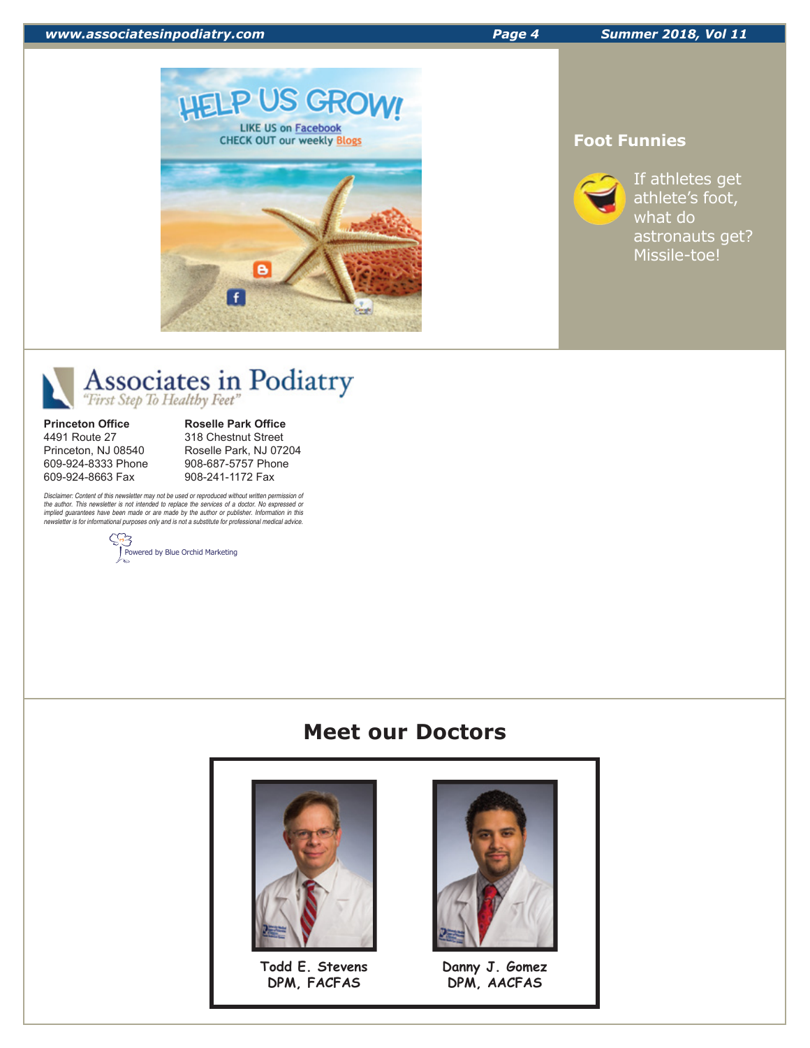HELP US GROW!

LIKE US on Facebook
CHECK OUT our weekly Blogs

## Foot Funnies

If athletes get athlete's foot, what do astronauts get? Missile-toe!

# Associates in Podiatry

*"First Step To Healthy Feet"*

**Princeton Office**
4491 Route 27
Princeton, NJ 08540
609-924-8333 Phone
609-924-8663 Fax

**Roselle Park Office**
318 Chestnut Street
Roselle Park, NJ 07204
908-687-5757 Phone
908-241-1172 Fax

*Disclaimer: Content of this newsletter may not be used or reproduced without written permission of the author. This newsletter is not intended to replace the services of a doctor. No expressed or implied guarantees have been made or are made by the author or publisher. Information in this newsletter is for informational purposes only and is not a substitute for professional medical advice.*

Powered by Blue Orchid Marketing

## Meet our Doctors

**Todd E. Stevens**
**DPM, FACFAS**

**Danny J. Gomez**
**DPM, AACFAS**